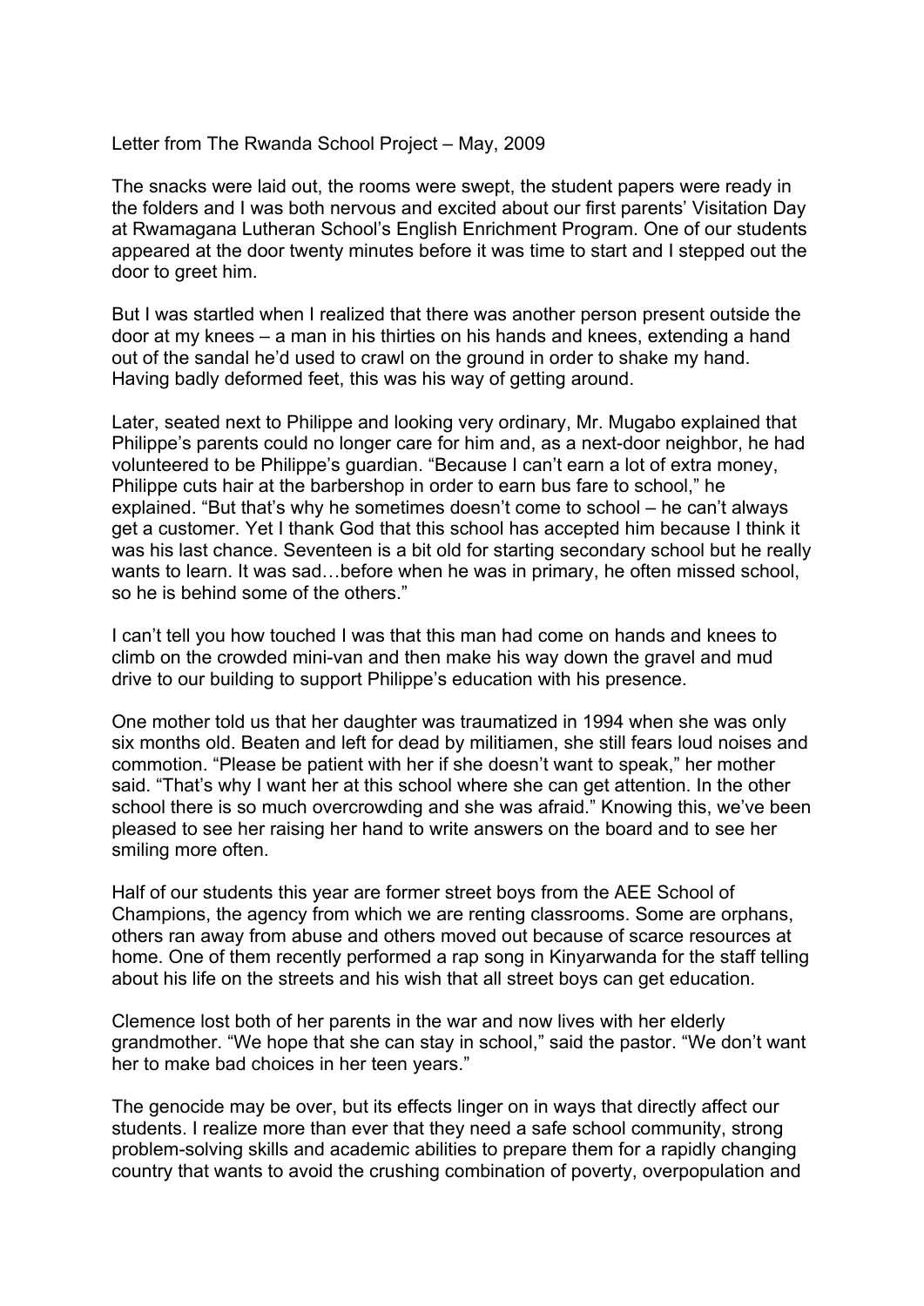Letter from The Rwanda School Project – May, 2009

The snacks were laid out, the rooms were swept, the student papers were ready in the folders and I was both nervous and excited about our first parents' Visitation Day at Rwamagana Lutheran School's English Enrichment Program. One of our students appeared at the door twenty minutes before it was time to start and I stepped out the door to greet him.

But I was startled when I realized that there was another person present outside the door at my knees – a man in his thirties on his hands and knees, extending a hand out of the sandal he'd used to crawl on the ground in order to shake my hand. Having badly deformed feet, this was his way of getting around.

Later, seated next to Philippe and looking very ordinary, Mr. Mugabo explained that Philippe's parents could no longer care for him and, as a next-door neighbor, he had volunteered to be Philippe's guardian. "Because I can't earn a lot of extra money, Philippe cuts hair at the barbershop in order to earn bus fare to school," he explained. "But that's why he sometimes doesn't come to school – he can't always get a customer. Yet I thank God that this school has accepted him because I think it was his last chance. Seventeen is a bit old for starting secondary school but he really wants to learn. It was sad…before when he was in primary, he often missed school, so he is behind some of the others."

I can't tell you how touched I was that this man had come on hands and knees to climb on the crowded mini-van and then make his way down the gravel and mud drive to our building to support Philippe's education with his presence.

One mother told us that her daughter was traumatized in 1994 when she was only six months old. Beaten and left for dead by militiamen, she still fears loud noises and commotion. "Please be patient with her if she doesn't want to speak," her mother said. "That's why I want her at this school where she can get attention. In the other school there is so much overcrowding and she was afraid." Knowing this, we've been pleased to see her raising her hand to write answers on the board and to see her smiling more often.

Half of our students this year are former street boys from the AEE School of Champions, the agency from which we are renting classrooms. Some are orphans, others ran away from abuse and others moved out because of scarce resources at home. One of them recently performed a rap song in Kinyarwanda for the staff telling about his life on the streets and his wish that all street boys can get education.

Clemence lost both of her parents in the war and now lives with her elderly grandmother. "We hope that she can stay in school," said the pastor. "We don't want her to make bad choices in her teen years."

The genocide may be over, but its effects linger on in ways that directly affect our students. I realize more than ever that they need a safe school community, strong problem-solving skills and academic abilities to prepare them for a rapidly changing country that wants to avoid the crushing combination of poverty, overpopulation and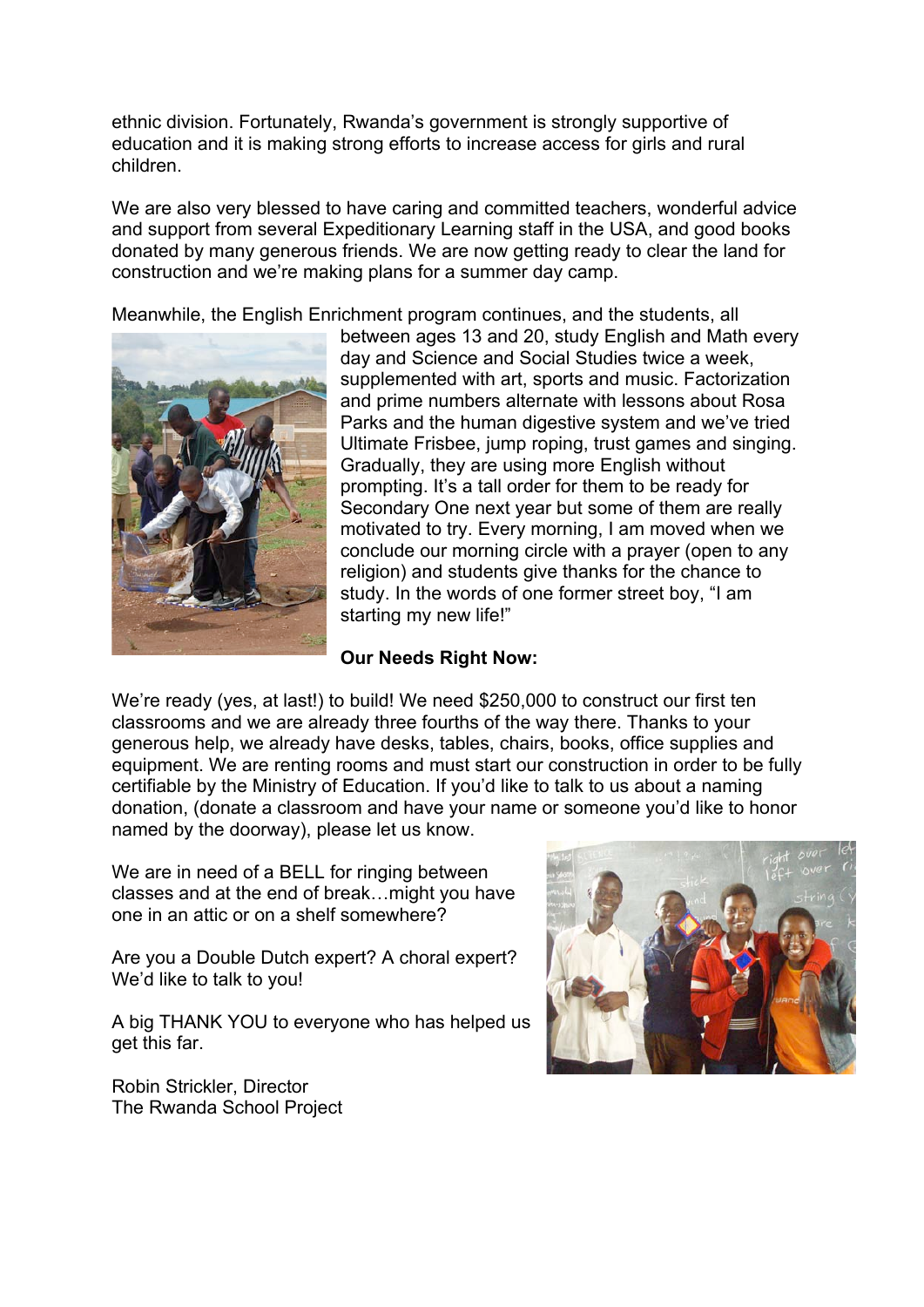ethnic division. Fortunately, Rwanda's government is strongly supportive of education and it is making strong efforts to increase access for girls and rural children.

We are also very blessed to have caring and committed teachers, wonderful advice and support from several Expeditionary Learning staff in the USA, and good books donated by many generous friends. We are now getting ready to clear the land for construction and we're making plans for a summer day camp.

Meanwhile, the English Enrichment program continues, and the students, all between ages 13 and 20, study English and Math every day and Science and Social Studies twice a week, supplemented with art, sports and music. Factorization and prime numbers alternate with lessons about Rosa Parks and the human digestive system and we've tried Ultimate Frisbee, jump roping, trust games and singing. Gradually, they are using more English without prompting. It's a tall order for them to be ready for Secondary One next year but some of them are really motivated to try. Every morning, I am moved when we conclude our morning circle with a prayer (open to any religion) and students give thanks for the chance to study. In the words of one former street boy, "I am starting my new life!"

**Our Needs Right Now:**

We're ready (yes, at last!) to build! We need $250,000 to construct our first ten classrooms and we are already three fourths of the way there. Thanks to your generous help, we already have desks, tables, chairs, books, office supplies and equipment. We are renting rooms and must start our construction in order to be fully certifiable by the Ministry of Education. If you'd like to talk to us about a naming donation, (donate a classroom and have your name or someone you'd like to honor named by the doorway), please let us know.

We are in need of a BELL for ringing between classes and at the end of break…might you have one in an attic or on a shelf somewhere?

Are you a Double Dutch expert? A choral expert? We'd like to talk to you!

A big THANK YOU to everyone who has helped us get this far.

Robin Strickler, Director
The Rwanda School Project